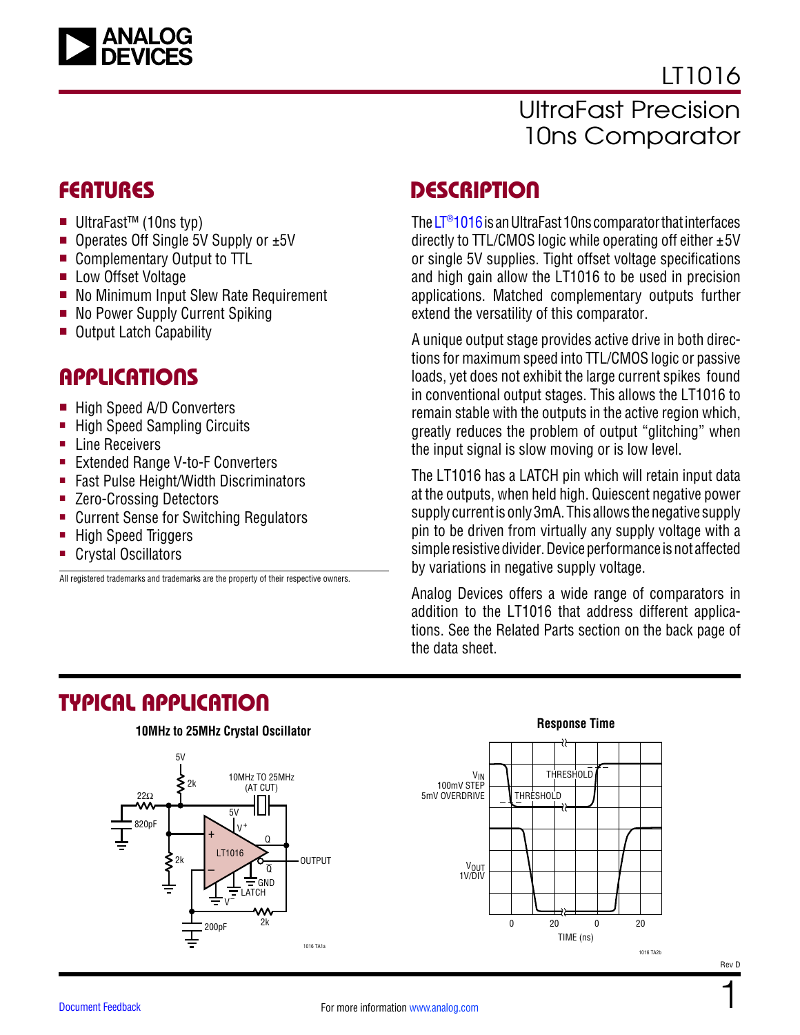# LT1016

## UltraFast Precision 10ns Comparator

## FEATURES

- UltraFast™ (10ns typ)
- Operates Off Single 5V Supply or ±5V
- Complementary Output to TTL
- Low Offset Voltage
- No Minimum Input Slew Rate Requirement
- No Power Supply Current Spiking
- Output Latch Capability

## APPLICATIONS

- High Speed A/D Converters
- High Speed Sampling Circuits
- Line Receivers
- Extended Range V-to-F Converters
- Fast Pulse Height/Width Discriminators
- Zero-Crossing Detectors
- Current Sense for Switching Regulators
- High Speed Triggers
- Crystal Oscillators

All registered trademarks and trademarks are the property of their respective owners.

## DESCRIPTION

The LT®1016 is an UltraFast 10ns comparator that interfaces directly to TTL/CMOS logic while operating off either ±5V or single 5V supplies. Tight offset voltage specifications and high gain allow the LT1016 to be used in precision applications. Matched complementary outputs further extend the versatility of this comparator.

A unique output stage provides active drive in both directions for maximum speed into TTL/CMOS logic or passive loads, yet does not exhibit the large current spikes found in conventional output stages. This allows the LT1016 to remain stable with the outputs in the active region which, greatly reduces the problem of output "glitching" when the input signal is slow moving or is low level.

The LT1016 has a LATCH pin which will retain input data at the outputs, when held high. Quiescent negative power supply current is only 3mA. This allows the negative supply pin to be driven from virtually any supply voltage with a simple resistive divider. Device performance is not affected by variations in negative supply voltage.

Analog Devices offers a wide range of comparators in addition to the LT1016 that address different applications. See the Related Parts section on the back page of the data sheet.

## TYPICAL APPLICATION

**10MHz to 25MHz Crystal Oscillator**

**Response Time**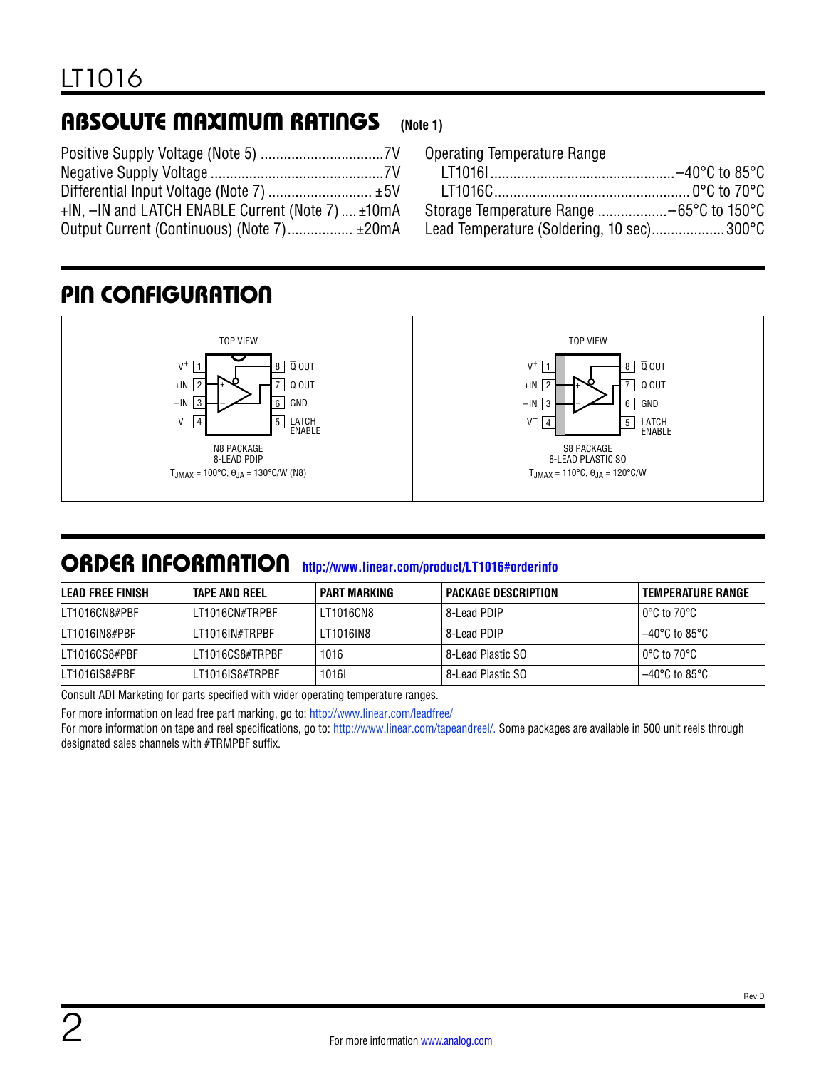## ABSOLUTE MAXIMUM RATINGS (Note 1)

Positive Supply Voltage (Note 5) ............................... 7V
Negative Supply Voltage ............................................ 7V
Differential Input Voltage (Note 7) .......................... ±5V
+IN, –IN and LATCH ENABLE Current (Note 7) .... ±10mA
Output Current (Continuous) (Note 7)................. ±20mA

Operating Temperature Range
  LT1016I ............................................... –40°C to 85°C
  LT1016C.................................................. 0°C to 70°C
Storage Temperature Range .................. –65°C to 150°C
Lead Temperature (Soldering, 10 sec).................. 300°C

## PIN CONFIGURATION

**N8 PACKAGE, 8-LEAD PDIP (TOP VIEW)**

| Pin | Function | Pin | Function |
|---|---|---|---|
| 1 | $V^+$ | 8 | $\overline{Q}$ OUT |
| 2 | +IN | 7 | Q OUT |
| 3 | –IN | 6 | GND |
| 4 | $V^-$ | 5 | LATCH ENABLE |

$T_{JMAX}$ = 100°C, $\theta_{JA}$ = 130°C/W (N8)

**S8 PACKAGE, 8-LEAD PLASTIC SO (TOP VIEW)**

| Pin | Function | Pin | Function |
|---|---|---|---|
| 1 | $V^+$ | 8 | $\overline{Q}$ OUT |
| 2 | +IN | 7 | Q OUT |
| 3 | –IN | 6 | GND |
| 4 | $V^-$ | 5 | LATCH ENABLE |

$T_{JMAX}$ = 110°C, $\theta_{JA}$ = 120°C/W

## ORDER INFORMATION http://www.linear.com/product/LT1016#orderinfo

| LEAD FREE FINISH | TAPE AND REEL | PART MARKING | PACKAGE DESCRIPTION | TEMPERATURE RANGE |
|---|---|---|---|---|
| LT1016CN8#PBF | LT1016CN#TRPBF | LT1016CN8 | 8-Lead PDIP | 0°C to 70°C |
| LT1016IN8#PBF | LT1016IN#TRPBF | LT1016IN8 | 8-Lead PDIP | –40°C to 85°C |
| LT1016CS8#PBF | LT1016CS8#TRPBF | 1016 | 8-Lead Plastic SO | 0°C to 70°C |
| LT1016IS8#PBF | LT1016IS8#TRPBF | 1016I | 8-Lead Plastic SO | –40°C to 85°C |

Consult ADI Marketing for parts specified with wider operating temperature ranges.

For more information on lead free part marking, go to: http://www.linear.com/leadfree/

For more information on tape and reel specifications, go to: http://www.linear.com/tapeandreel/. Some packages are available in 500 unit reels through designated sales channels with #TRMPBF suffix.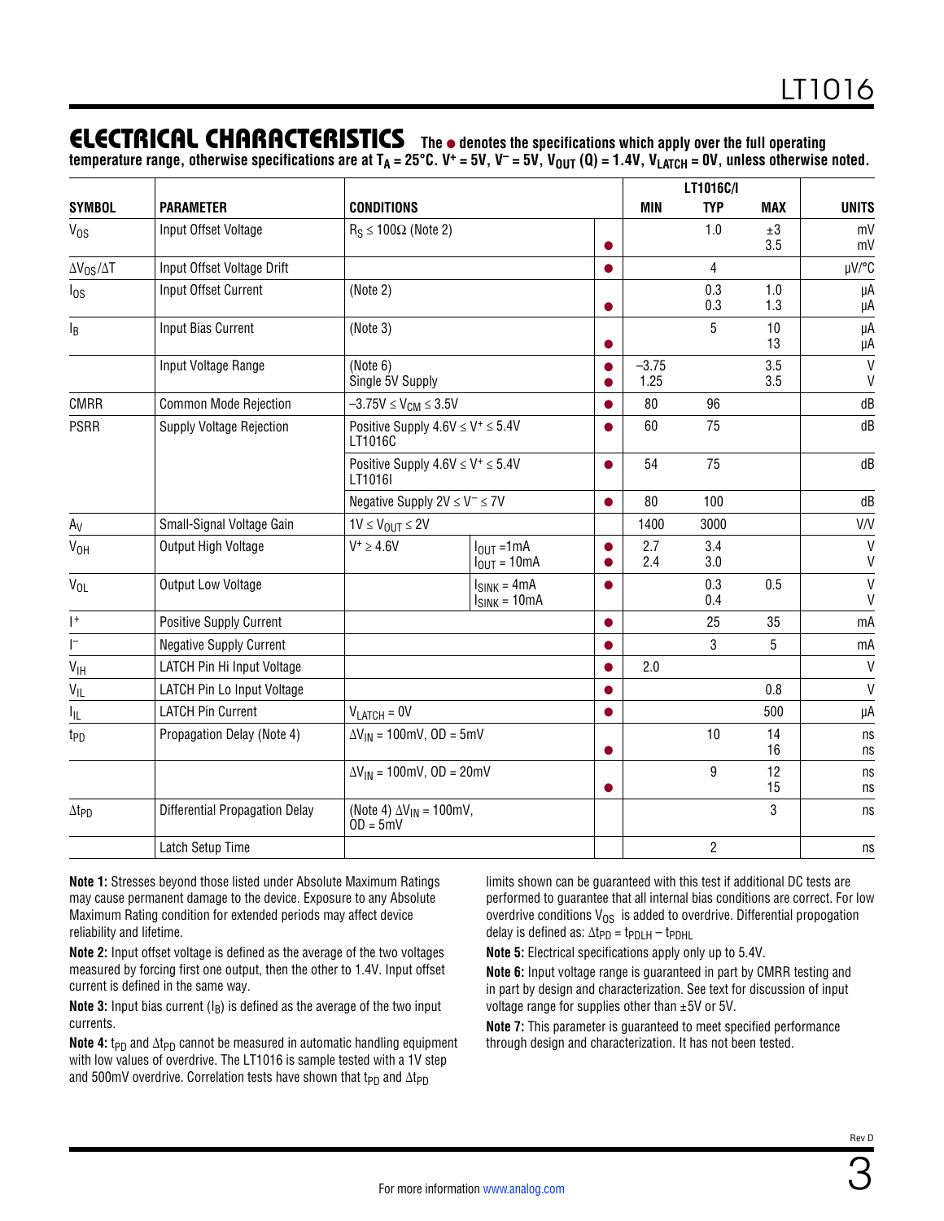## ELECTRICAL CHARACTERISTICS

The ● denotes the specifications which apply over the full operating temperature range, otherwise specifications are at $T_A$ = 25°C. $V^+$ = 5V, $V^-$ = 5V, $V_{OUT}$ (Q) = 1.4V, $V_{LATCH}$ = 0V, unless otherwise noted.

| SYMBOL | PARAMETER | CONDITIONS | | | LT1016C/I MIN | LT1016C/I TYP | LT1016C/I MAX | UNITS |
|---|---|---|---|---|---|---|---|---|
| $V_{OS}$ | Input Offset Voltage | $R_S \le 100\Omega$ (Note 2) | | <br>● | | 1.0 | ±3<br>3.5 | mV<br>mV |
| $\Delta V_{OS}/\Delta T$ | Input Offset Voltage Drift | | | ● | | 4 | | µV/°C |
| $I_{OS}$ | Input Offset Current | (Note 2) | | <br>● | | 0.3<br>0.3 | 1.0<br>1.3 | µA<br>µA |
| $I_B$ | Input Bias Current | (Note 3) | | <br>● | | 5 | 10<br>13 | µA<br>µA |
| | Input Voltage Range | (Note 6)<br>Single 5V Supply | | ●<br>● | –3.75<br>1.25 | | 3.5<br>3.5 | V<br>V |
| CMRR | Common Mode Rejection | $-3.75V \le V_{CM} \le 3.5V$ | | ● | 80 | 96 | | dB |
| PSRR | Supply Voltage Rejection | Positive Supply $4.6V \le V^+ \le 5.4V$<br>LT1016C | | ● | 60 | 75 | | dB |
| | | Positive Supply $4.6V \le V^+ \le 5.4V$<br>LT1016I | | ● | 54 | 75 | | dB |
| | | Negative Supply $2V \le V^- \le 7V$ | | ● | 80 | 100 | | dB |
| $A_V$ | Small-Signal Voltage Gain | $1V \le V_{OUT} \le 2V$ | | | 1400 | 3000 | | V/V |
| $V_{OH}$ | Output High Voltage | $V^+ \ge 4.6V$ | $I_{OUT}$ = 1mA<br>$I_{OUT}$ = 10mA | ●<br>● | 2.7<br>2.4 | 3.4<br>3.0 | | V<br>V |
| $V_{OL}$ | Output Low Voltage | | $I_{SINK}$ = 4mA<br>$I_{SINK}$ = 10mA | ● | | 0.3<br>0.4 | 0.5 | V<br>V |
| $I^+$ | Positive Supply Current | | | ● | | 25 | 35 | mA |
| $I^-$ | Negative Supply Current | | | ● | | 3 | 5 | mA |
| $V_{IH}$ | LATCH Pin Hi Input Voltage | | | ● | 2.0 | | | V |
| $V_{IL}$ | LATCH Pin Lo Input Voltage | | | ● | | | 0.8 | V |
| $I_{IL}$ | LATCH Pin Current | $V_{LATCH}$ = 0V | | ● | | | 500 | µA |
| $t_{PD}$ | Propagation Delay (Note 4) | $\Delta V_{IN}$ = 100mV, OD = 5mV | | <br>● | | 10 | 14<br>16 | ns<br>ns |
| | | $\Delta V_{IN}$ = 100mV, OD = 20mV | | <br>● | | 9 | 12<br>15 | ns<br>ns |
| $\Delta t_{PD}$ | Differential Propagation Delay | (Note 4) $\Delta V_{IN}$ = 100mV,<br>OD = 5mV | | | | | 3 | ns |
| | Latch Setup Time | | | | | 2 | | ns |

**Note 1:** Stresses beyond those listed under Absolute Maximum Ratings may cause permanent damage to the device. Exposure to any Absolute Maximum Rating condition for extended periods may affect device reliability and lifetime.

**Note 2:** Input offset voltage is defined as the average of the two voltages measured by forcing first one output, then the other to 1.4V. Input offset current is defined in the same way.

**Note 3:** Input bias current ($I_B$) is defined as the average of the two input currents.

**Note 4:** $t_{PD}$ and $\Delta t_{PD}$ cannot be measured in automatic handling equipment with low values of overdrive. The LT1016 is sample tested with a 1V step and 500mV overdrive. Correlation tests have shown that $t_{PD}$ and $\Delta t_{PD}$ limits shown can be guaranteed with this test if additional DC tests are performed to guarantee that all internal bias conditions are correct. For low overdrive conditions $V_{OS}$ is added to overdrive. Differential propogation delay is defined as: $\Delta t_{PD} = t_{PDLH} - t_{PDHL}$

**Note 5:** Electrical specifications apply only up to 5.4V.

**Note 6:** Input voltage range is guaranteed in part by CMRR testing and in part by design and characterization. See text for discussion of input voltage range for supplies other than ±5V or 5V.

**Note 7:** This parameter is guaranteed to meet specified performance through design and characterization. It has not been tested.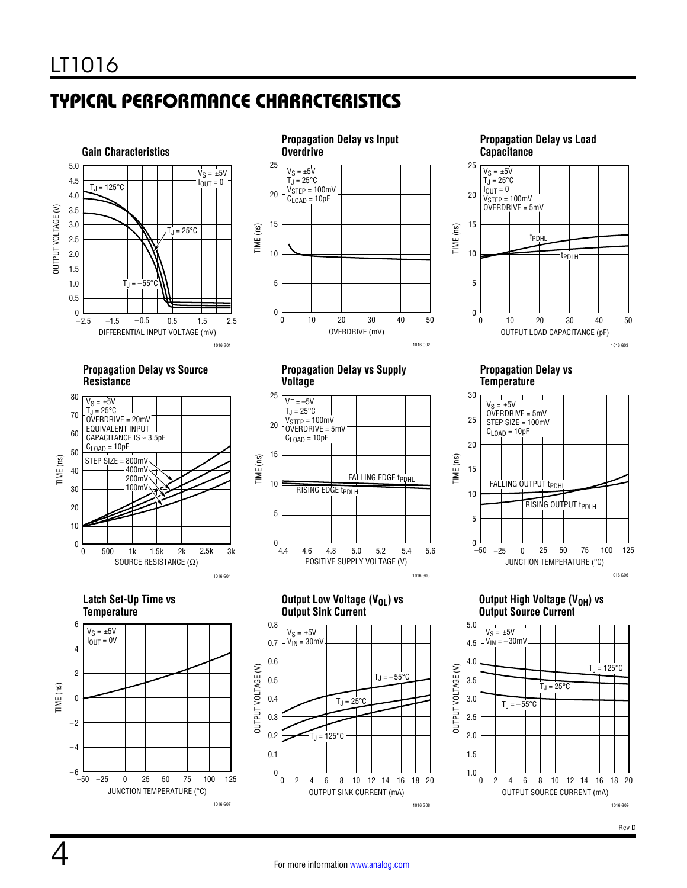## TYPICAL PERFORMANCE CHARACTERISTICS

**Gain Characteristics**

$V_S = \pm5V$
$I_{OUT} = 0$

$T_J = 125°C$, $T_J = 25°C$, $T_J = -55°C$

OUTPUT VOLTAGE (V) vs DIFFERENTIAL INPUT VOLTAGE (mV)

1016 G01

**Propagation Delay vs Input Overdrive**

$V_S = \pm5V$
$T_J = 25°C$
$V_{STEP} = 100mV$
$C_{LOAD} = 10pF$

TIME (ns) vs OVERDRIVE (mV)

1016 G02

**Propagation Delay vs Load Capacitance**

$V_S = \pm5V$
$T_J = 25°C$
$I_{OUT} = 0$
$V_{STEP} = 100mV$
OVERDRIVE = 5mV

$t_{PDHL}$, $t_{PDLH}$

TIME (ns) vs OUTPUT LOAD CAPACITANCE (pF)

1016 G03

**Propagation Delay vs Source Resistance**

$V_S = \pm5V$
$T_J = 25°C$
OVERDRIVE = 20mV
EQUIVALENT INPUT CAPACITANCE IS ≈ 3.5pF
$C_{LOAD} = 10pF$

STEP SIZE = 800mV, 400mV, 200mV, 100mV

TIME (ns) vs SOURCE RESISTANCE (Ω)

1016 G04

**Propagation Delay vs Supply Voltage**

$V^- = -5V$
$T_J = 25°C$
$V_{STEP} = 100mV$
OVERDRIVE = 5mV
$C_{LOAD} = 10pF$

FALLING EDGE $t_{PDHL}$
RISING EDGE $t_{PDLH}$

TIME (ns) vs POSITIVE SUPPLY VOLTAGE (V)

1016 G05

**Propagation Delay vs Temperature**

$V_S = \pm5V$
OVERDRIVE = 5mV
STEP SIZE = 100mV
$C_{LOAD} = 10pF$

FALLING OUTPUT $t_{PDHL}$
RISING OUTPUT $t_{PDLH}$

TIME (ns) vs JUNCTION TEMPERATURE (°C)

1016 G06

**Latch Set-Up Time vs Temperature**

$V_S = \pm5V$
$I_{OUT} = 0V$

TIME (ns) vs JUNCTION TEMPERATURE (°C)

1016 G07

**Output Low Voltage ($V_{OL}$) vs Output Sink Current**

$V_S = \pm5V$
$V_{IN} = 30mV$

$T_J = -55°C$, $T_J = 25°C$, $T_J = 125°C$

OUTPUT VOLTAGE (V) vs OUTPUT SINK CURRENT (mA)

1016 G08

**Output High Voltage ($V_{OH}$) vs Output Source Current**

$V_S = \pm5V$
$V_{IN} = -30mV$

$T_J = 125°C$, $T_J = 25°C$, $T_J = -55°C$

OUTPUT VOLTAGE (V) vs OUTPUT SOURCE CURRENT (mA)

1016 G09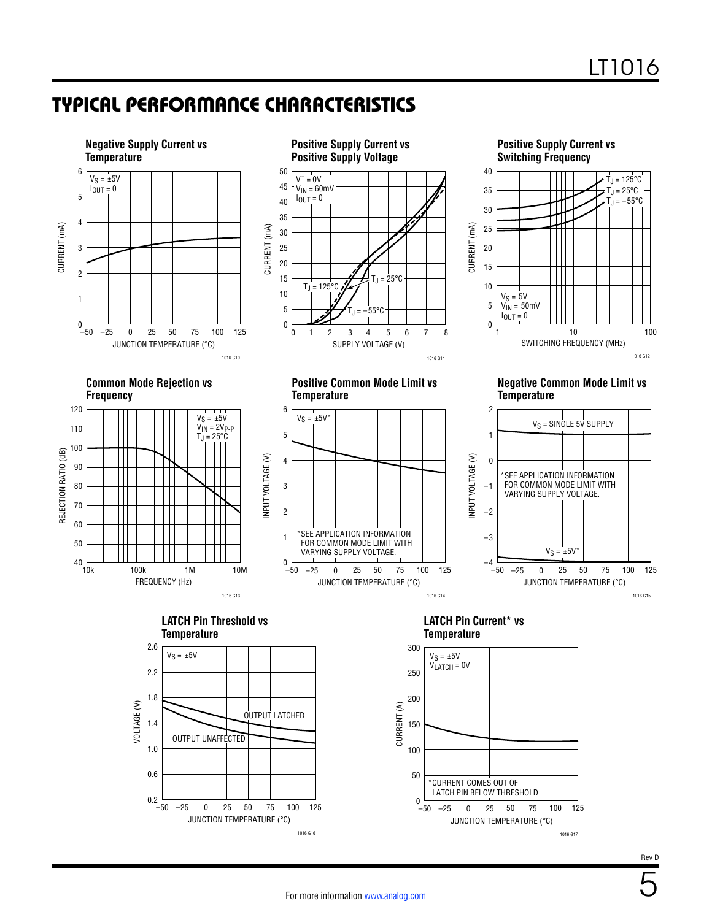## TYPICAL PERFORMANCE CHARACTERISTICS

**Negative Supply Current vs Temperature**

$V_S = \pm 5V$
$I_{OUT} = 0$

CURRENT (mA)

JUNCTION TEMPERATURE (°C)

1016 G10

**Positive Supply Current vs Positive Supply Voltage**

$V^- = 0V$
$V_{IN} = 60mV$
$I_{OUT} = 0$

$T_J = 125°C$
$T_J = 25°C$
$T_J = -55°C$

CURRENT (mA)

SUPPLY VOLTAGE (V)

1016 G11

**Positive Supply Current vs Switching Frequency**

$T_J = 125°C$
$T_J = 25°C$
$T_J = -55°C$

$V_S = 5V$
$V_{IN} = 50mV$
$I_{OUT} = 0$

CURRENT (mA)

SWITCHING FREQUENCY (MHz)

1016 G12

**Common Mode Rejection vs Frequency**

$V_S = \pm 5V$
$V_{IN} = 2V_{P-P}$
$T_J = 25°C$

REJECTION RATIO (dB)

FREQUENCY (Hz)

1016 G13

**Positive Common Mode Limit vs Temperature**

$V_S = \pm 5V$*

*SEE APPLICATION INFORMATION FOR COMMON MODE LIMIT WITH VARYING SUPPLY VOLTAGE.

INPUT VOLTAGE (V)

JUNCTION TEMPERATURE (°C)

1016 G14

**Negative Common Mode Limit vs Temperature**

$V_S$ = SINGLE 5V SUPPLY

*SEE APPLICATION INFORMATION FOR COMMON MODE LIMIT WITH VARYING SUPPLY VOLTAGE.

$V_S = \pm 5V$*

INPUT VOLTAGE (V)

JUNCTION TEMPERATURE (°C)

1016 G15

**LATCH Pin Threshold vs Temperature**

$V_S = \pm 5V$

OUTPUT LATCHED

OUTPUT UNAFFECTED

VOLTAGE (V)

JUNCTION TEMPERATURE (°C)

1016 G16

**LATCH Pin Current* vs Temperature**

$V_S = \pm 5V$
$V_{LATCH} = 0V$

*CURRENT COMES OUT OF LATCH PIN BELOW THRESHOLD

CURRENT (A)

JUNCTION TEMPERATURE (°C)

1016 G17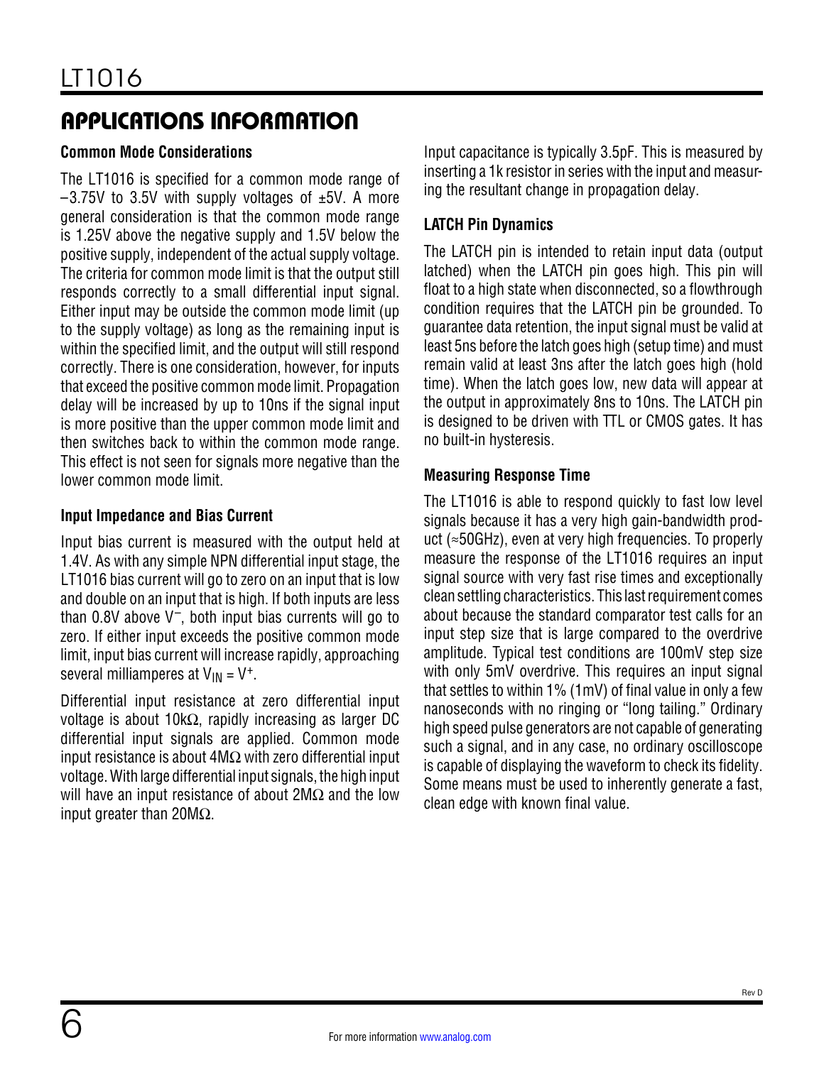## APPLICATIONS INFORMATION

### Common Mode Considerations

The LT1016 is specified for a common mode range of –3.75V to 3.5V with supply voltages of ±5V. A more general consideration is that the common mode range is 1.25V above the negative supply and 1.5V below the positive supply, independent of the actual supply voltage. The criteria for common mode limit is that the output still responds correctly to a small differential input signal. Either input may be outside the common mode limit (up to the supply voltage) as long as the remaining input is within the specified limit, and the output will still respond correctly. There is one consideration, however, for inputs that exceed the positive common mode limit. Propagation delay will be increased by up to 10ns if the signal input is more positive than the upper common mode limit and then switches back to within the common mode range. This effect is not seen for signals more negative than the lower common mode limit.

### Input Impedance and Bias Current

Input bias current is measured with the output held at 1.4V. As with any simple NPN differential input stage, the LT1016 bias current will go to zero on an input that is low and double on an input that is high. If both inputs are less than 0.8V above $V^-$, both input bias currents will go to zero. If either input exceeds the positive common mode limit, input bias current will increase rapidly, approaching several milliamperes at $V_{IN} = V^+$.

Differential input resistance at zero differential input voltage is about 10kΩ, rapidly increasing as larger DC differential input signals are applied. Common mode input resistance is about 4MΩ with zero differential input voltage. With large differential input signals, the high input will have an input resistance of about 2MΩ and the low input greater than 20MΩ.

Input capacitance is typically 3.5pF. This is measured by inserting a 1k resistor in series with the input and measuring the resultant change in propagation delay.

### LATCH Pin Dynamics

The LATCH pin is intended to retain input data (output latched) when the LATCH pin goes high. This pin will float to a high state when disconnected, so a flowthrough condition requires that the LATCH pin be grounded. To guarantee data retention, the input signal must be valid at least 5ns before the latch goes high (setup time) and must remain valid at least 3ns after the latch goes high (hold time). When the latch goes low, new data will appear at the output in approximately 8ns to 10ns. The LATCH pin is designed to be driven with TTL or CMOS gates. It has no built-in hysteresis.

### Measuring Response Time

The LT1016 is able to respond quickly to fast low level signals because it has a very high gain-bandwidth product (≈50GHz), even at very high frequencies. To properly measure the response of the LT1016 requires an input signal source with very fast rise times and exceptionally clean settling characteristics. This last requirement comes about because the standard comparator test calls for an input step size that is large compared to the overdrive amplitude. Typical test conditions are 100mV step size with only 5mV overdrive. This requires an input signal that settles to within 1% (1mV) of final value in only a few nanoseconds with no ringing or "long tailing." Ordinary high speed pulse generators are not capable of generating such a signal, and in any case, no ordinary oscilloscope is capable of displaying the waveform to check its fidelity. Some means must be used to inherently generate a fast, clean edge with known final value.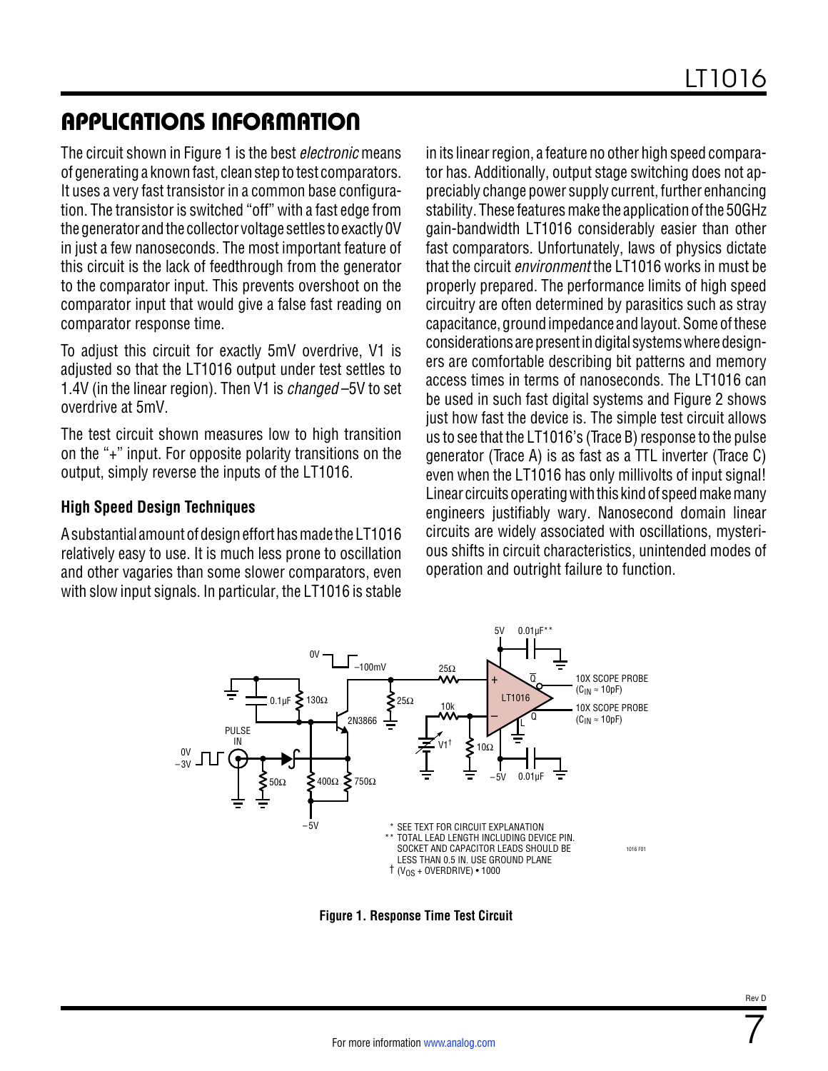## APPLICATIONS INFORMATION

The circuit shown in Figure 1 is the best *electronic* means of generating a known fast, clean step to test comparators. It uses a very fast transistor in a common base configuration. The transistor is switched "off" with a fast edge from the generator and the collector voltage settles to exactly 0V in just a few nanoseconds. The most important feature of this circuit is the lack of feedthrough from the generator to the comparator input. This prevents overshoot on the comparator input that would give a false fast reading on comparator response time.

To adjust this circuit for exactly 5mV overdrive, V1 is adjusted so that the LT1016 output under test settles to 1.4V (in the linear region). Then V1 is *changed* –5V to set overdrive at 5mV.

The test circuit shown measures low to high transition on the "+" input. For opposite polarity transitions on the output, simply reverse the inputs of the LT1016.

### High Speed Design Techniques

A substantial amount of design effort has made the LT1016 relatively easy to use. It is much less prone to oscillation and other vagaries than some slower comparators, even with slow input signals. In particular, the LT1016 is stable in its linear region, a feature no other high speed comparator has. Additionally, output stage switching does not appreciably change power supply current, further enhancing stability. These features make the application of the 50GHz gain-bandwidth LT1016 considerably easier than other fast comparators. Unfortunately, laws of physics dictate that the circuit *environment* the LT1016 works in must be properly prepared. The performance limits of high speed circuitry are often determined by parasitics such as stray capacitance, ground impedance and layout. Some of these considerations are present in digital systems where designers are comfortable describing bit patterns and memory access times in terms of nanoseconds. The LT1016 can be used in such fast digital systems and Figure 2 shows just how fast the device is. The simple test circuit allows us to see that the LT1016's (Trace B) response to the pulse generator (Trace A) is as fast as a TTL inverter (Trace C) even when the LT1016 has only millivolts of input signal! Linear circuits operating with this kind of speed make many engineers justifiably wary. Nanosecond domain linear circuits are widely associated with oscillations, mysterious shifts in circuit characteristics, unintended modes of operation and outright failure to function.

\* SEE TEXT FOR CIRCUIT EXPLANATION
\*\* TOTAL LEAD LENGTH INCLUDING DEVICE PIN. SOCKET AND CAPACITOR LEADS SHOULD BE LESS THAN 0.5 IN. USE GROUND PLANE
† ($V_{OS}$ + OVERDRIVE) • 1000

**Figure 1. Response Time Test Circuit**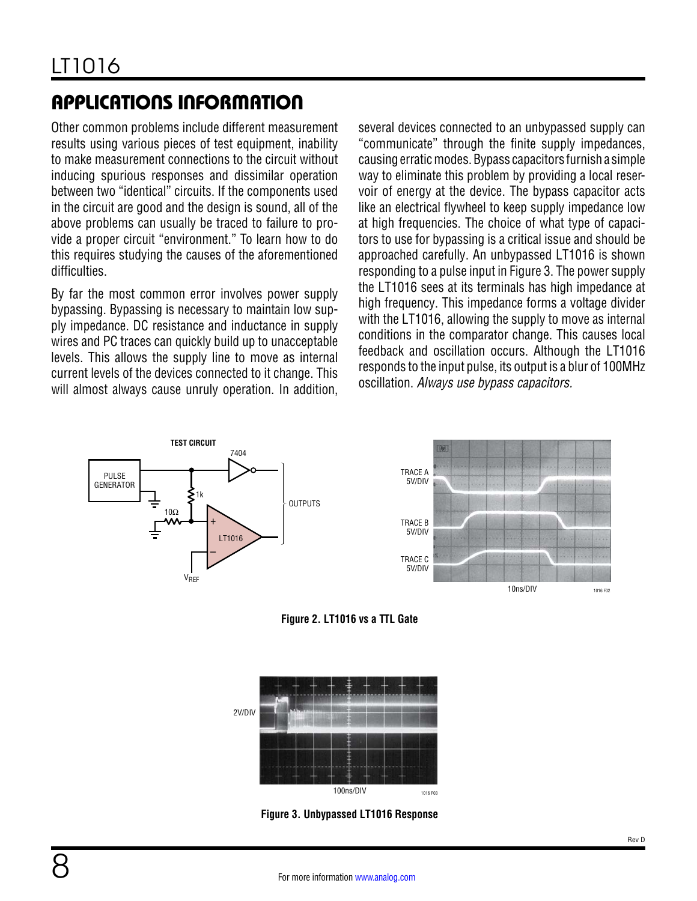## APPLICATIONS INFORMATION

Other common problems include different measurement results using various pieces of test equipment, inability to make measurement connections to the circuit without inducing spurious responses and dissimilar operation between two "identical" circuits. If the components used in the circuit are good and the design is sound, all of the above problems can usually be traced to failure to provide a proper circuit "environment." To learn how to do this requires studying the causes of the aforementioned difficulties.

By far the most common error involves power supply bypassing. Bypassing is necessary to maintain low supply impedance. DC resistance and inductance in supply wires and PC traces can quickly build up to unacceptable levels. This allows the supply line to move as internal current levels of the devices connected to it change. This will almost always cause unruly operation. In addition, several devices connected to an unbypassed supply can "communicate" through the finite supply impedances, causing erratic modes. Bypass capacitors furnish a simple way to eliminate this problem by providing a local reservoir of energy at the device. The bypass capacitor acts like an electrical flywheel to keep supply impedance low at high frequencies. The choice of what type of capacitors to use for bypassing is a critical issue and should be approached carefully. An unbypassed LT1016 is shown responding to a pulse input in Figure 3. The power supply the LT1016 sees at its terminals has high impedance at high frequency. This impedance forms a voltage divider with the LT1016, allowing the supply to move as internal conditions in the comparator change. This causes local feedback and oscillation occurs. Although the LT1016 responds to the input pulse, its output is a blur of 100MHz oscillation. *Always use bypass capacitors.*

TEST CIRCUIT

PULSE GENERATOR, 7404, 1k, 10Ω, LT1016, $V_{REF}$, OUTPUTS

TRACE A 5V/DIV
TRACE B 5V/DIV
TRACE C 5V/DIV
10ns/DIV

**Figure 2. LT1016 vs a TTL Gate**

2V/DIV
100ns/DIV

**Figure 3. Unbypassed LT1016 Response**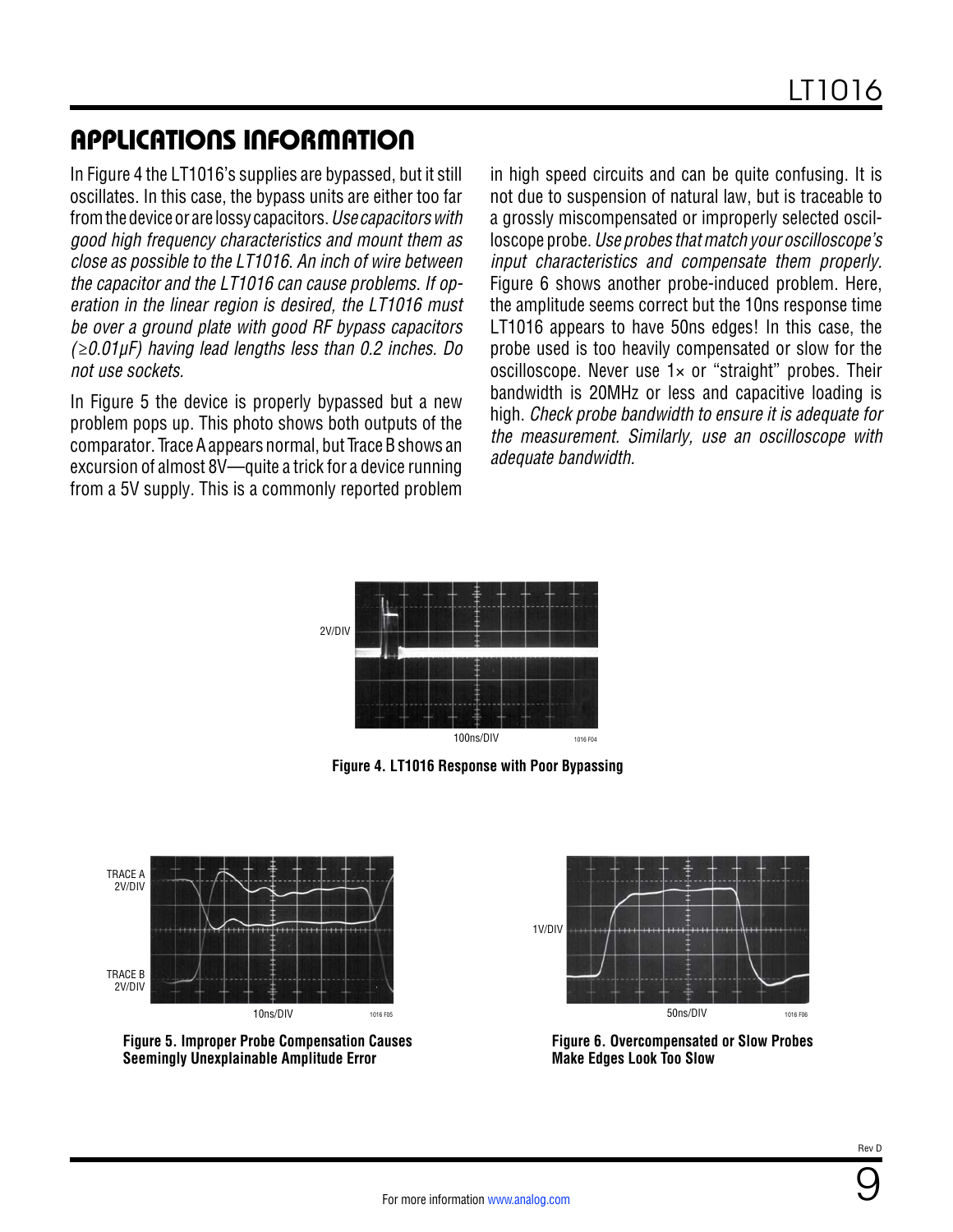## APPLICATIONS INFORMATION

In Figure 4 the LT1016's supplies are bypassed, but it still oscillates. In this case, the bypass units are either too far from the device or are lossy capacitors. *Use capacitors with good high frequency characteristics and mount them as close as possible to the LT1016. An inch of wire between the capacitor and the LT1016 can cause problems. If operation in the linear region is desired, the LT1016 must be over a ground plate with good RF bypass capacitors (≥0.01μF) having lead lengths less than 0.2 inches. Do not use sockets.*

In Figure 5 the device is properly bypassed but a new problem pops up. This photo shows both outputs of the comparator. Trace A appears normal, but Trace B shows an excursion of almost 8V—quite a trick for a device running from a 5V supply. This is a commonly reported problem in high speed circuits and can be quite confusing. It is not due to suspension of natural law, but is traceable to a grossly miscompensated or improperly selected oscilloscope probe. *Use probes that match your oscilloscope's input characteristics and compensate them properly.* Figure 6 shows another probe-induced problem. Here, the amplitude seems correct but the 10ns response time LT1016 appears to have 50ns edges! In this case, the probe used is too heavily compensated or slow for the oscilloscope. Never use 1× or "straight" probes. Their bandwidth is 20MHz or less and capacitive loading is high. *Check probe bandwidth to ensure it is adequate for the measurement. Similarly, use an oscilloscope with adequate bandwidth.*

**Figure 4. LT1016 Response with Poor Bypassing**

**Figure 5. Improper Probe Compensation Causes Seemingly Unexplainable Amplitude Error**

**Figure 6. Overcompensated or Slow Probes Make Edges Look Too Slow**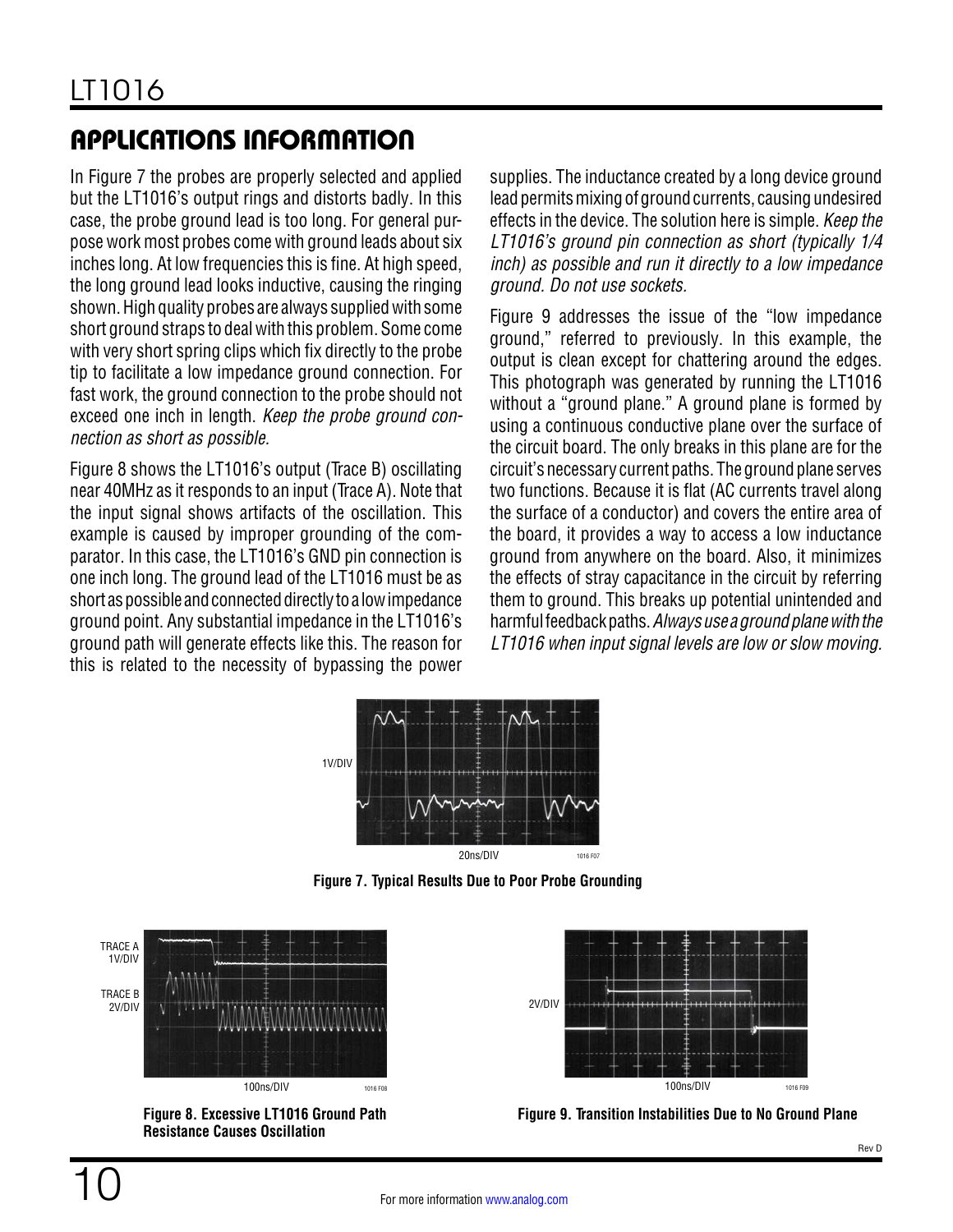## APPLICATIONS INFORMATION

In Figure 7 the probes are properly selected and applied but the LT1016's output rings and distorts badly. In this case, the probe ground lead is too long. For general purpose work most probes come with ground leads about six inches long. At low frequencies this is fine. At high speed, the long ground lead looks inductive, causing the ringing shown. High quality probes are always supplied with some short ground straps to deal with this problem. Some come with very short spring clips which fix directly to the probe tip to facilitate a low impedance ground connection. For fast work, the ground connection to the probe should not exceed one inch in length. *Keep the probe ground connection as short as possible.*

Figure 8 shows the LT1016's output (Trace B) oscillating near 40MHz as it responds to an input (Trace A). Note that the input signal shows artifacts of the oscillation. This example is caused by improper grounding of the comparator. In this case, the LT1016's GND pin connection is one inch long. The ground lead of the LT1016 must be as short as possible and connected directly to a low impedance ground point. Any substantial impedance in the LT1016's ground path will generate effects like this. The reason for this is related to the necessity of bypassing the power supplies. The inductance created by a long device ground lead permits mixing of ground currents, causing undesired effects in the device. The solution here is simple. *Keep the LT1016's ground pin connection as short (typically 1/4 inch) as possible and run it directly to a low impedance ground. Do not use sockets.*

Figure 9 addresses the issue of the "low impedance ground," referred to previously. In this example, the output is clean except for chattering around the edges. This photograph was generated by running the LT1016 without a "ground plane." A ground plane is formed by using a continuous conductive plane over the surface of the circuit board. The only breaks in this plane are for the circuit's necessary current paths. The ground plane serves two functions. Because it is flat (AC currents travel along the surface of a conductor) and covers the entire area of the board, it provides a way to access a low inductance ground from anywhere on the board. Also, it minimizes the effects of stray capacitance in the circuit by referring them to ground. This breaks up potential unintended and harmful feedback paths. *Always use a ground plane with the LT1016 when input signal levels are low or slow moving.*

1V/DIV

20ns/DIV

**Figure 7. Typical Results Due to Poor Probe Grounding**

TRACE A 1V/DIV

TRACE B 2V/DIV

100ns/DIV

**Figure 8. Excessive LT1016 Ground Path Resistance Causes Oscillation**

2V/DIV

100ns/DIV

**Figure 9. Transition Instabilities Due to No Ground Plane**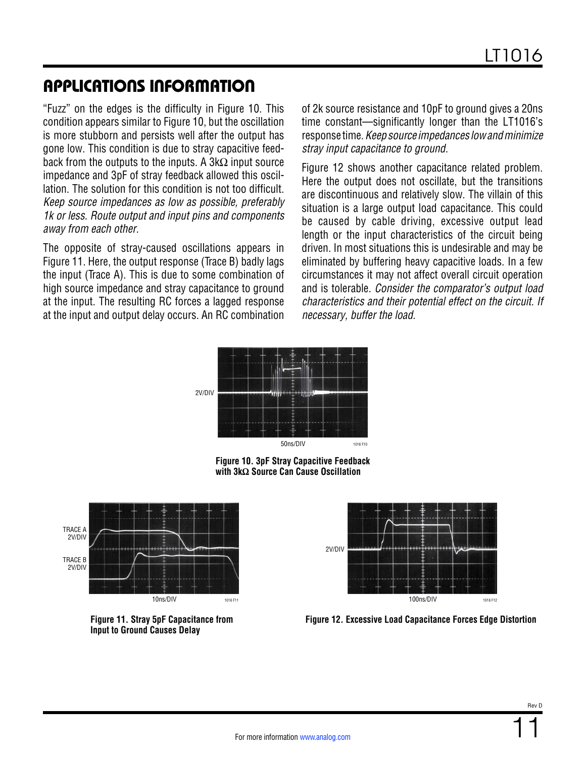## APPLICATIONS INFORMATION

"Fuzz" on the edges is the difficulty in Figure 10. This condition appears similar to Figure 10, but the oscillation is more stubborn and persists well after the output has gone low. This condition is due to stray capacitive feedback from the outputs to the inputs. A 3kΩ input source impedance and 3pF of stray feedback allowed this oscillation. The solution for this condition is not too difficult. *Keep source impedances as low as possible, preferably 1k or less. Route output and input pins and components away from each other.*

The opposite of stray-caused oscillations appears in Figure 11. Here, the output response (Trace B) badly lags the input (Trace A). This is due to some combination of high source impedance and stray capacitance to ground at the input. The resulting RC forces a lagged response at the input and output delay occurs. An RC combination of 2k source resistance and 10pF to ground gives a 20ns time constant—significantly longer than the LT1016's response time. *Keep source impedances low and minimize stray input capacitance to ground.*

Figure 12 shows another capacitance related problem. Here the output does not oscillate, but the transitions are discontinuous and relatively slow. The villain of this situation is a large output load capacitance. This could be caused by cable driving, excessive output lead length or the input characteristics of the circuit being driven. In most situations this is undesirable and may be eliminated by buffering heavy capacitive loads. In a few circumstances it may not affect overall circuit operation and is tolerable. *Consider the comparator's output load characteristics and their potential effect on the circuit. If necessary, buffer the load.*

2V/DIV

50ns/DIV

**Figure 10. 3pF Stray Capacitive Feedback with 3kΩ Source Can Cause Oscillation**

TRACE A 2V/DIV

TRACE B 2V/DIV

10ns/DIV

**Figure 11. Stray 5pF Capacitance from Input to Ground Causes Delay**

2V/DIV

100ns/DIV

**Figure 12. Excessive Load Capacitance Forces Edge Distortion**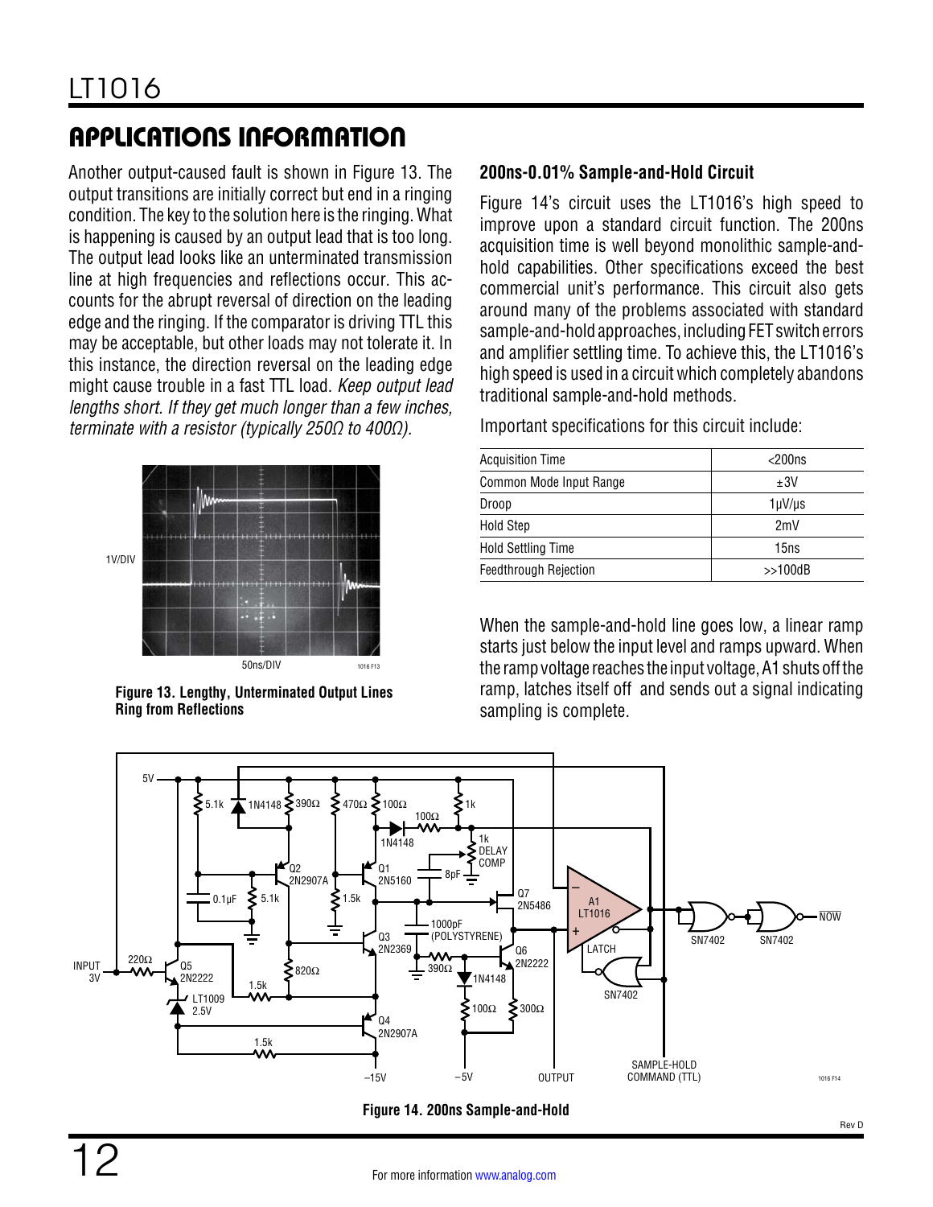## APPLICATIONS INFORMATION

Another output-caused fault is shown in Figure 13. The output transitions are initially correct but end in a ringing condition. The key to the solution here is the ringing. What is happening is caused by an output lead that is too long. The output lead looks like an unterminated transmission line at high frequencies and reflections occur. This accounts for the abrupt reversal of direction on the leading edge and the ringing. If the comparator is driving TTL this may be acceptable, but other loads may not tolerate it. In this instance, the direction reversal on the leading edge might cause trouble in a fast TTL load. *Keep output lead lengths short. If they get much longer than a few inches, terminate with a resistor (typically 250Ω to 400Ω).*

**Figure 13. Lengthy, Unterminated Output Lines Ring from Reflections**

### 200ns-0.01% Sample-and-Hold Circuit

Figure 14's circuit uses the LT1016's high speed to improve upon a standard circuit function. The 200ns acquisition time is well beyond monolithic sample-and-hold capabilities. Other specifications exceed the best commercial unit's performance. This circuit also gets around many of the problems associated with standard sample-and-hold approaches, including FET switch errors and amplifier settling time. To achieve this, the LT1016's high speed is used in a circuit which completely abandons traditional sample-and-hold methods.

Important specifications for this circuit include:

| | |
|---|---|
| Acquisition Time | <200ns |
| Common Mode Input Range | ±3V |
| Droop | 1µV/µs |
| Hold Step | 2mV |
| Hold Settling Time | 15ns |
| Feedthrough Rejection | >>100dB |

When the sample-and-hold line goes low, a linear ramp starts just below the input level and ramps upward. When the ramp voltage reaches the input voltage, A1 shuts off the ramp, latches itself off and sends out a signal indicating sampling is complete.

**Figure 14. 200ns Sample-and-Hold**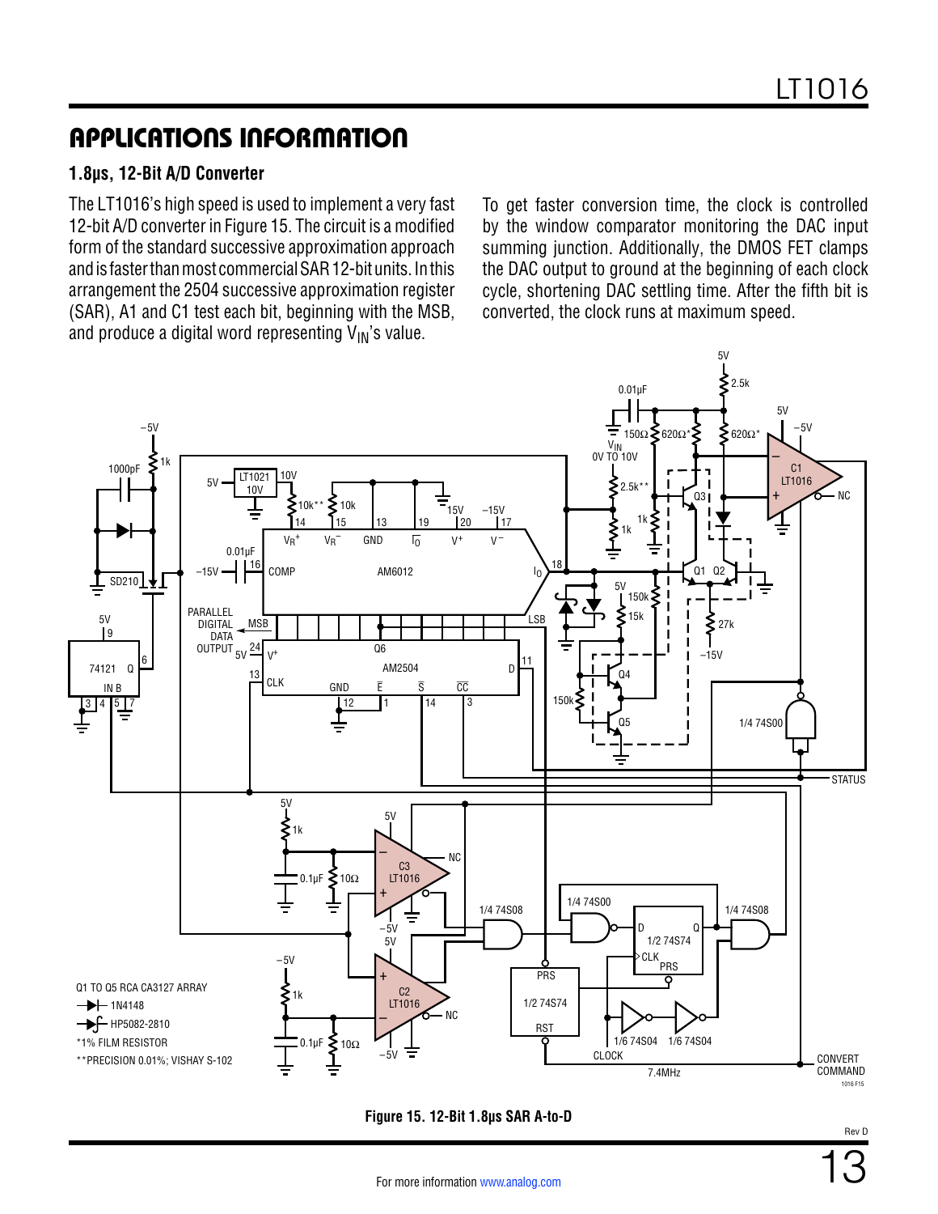## APPLICATIONS INFORMATION

### 1.8μs, 12-Bit A/D Converter

The LT1016's high speed is used to implement a very fast 12-bit A/D converter in Figure 15. The circuit is a modified form of the standard successive approximation approach and is faster than most commercial SAR 12-bit units. In this arrangement the 2504 successive approximation register (SAR), A1 and C1 test each bit, beginning with the MSB, and produce a digital word representing $V_{IN}$'s value.

To get faster conversion time, the clock is controlled by the window comparator monitoring the DAC input summing junction. Additionally, the DMOS FET clamps the DAC output to ground at the beginning of each clock cycle, shortening DAC settling time. After the fifth bit is converted, the clock runs at maximum speed.

Figure 15. 12-Bit 1.8μs SAR A-to-D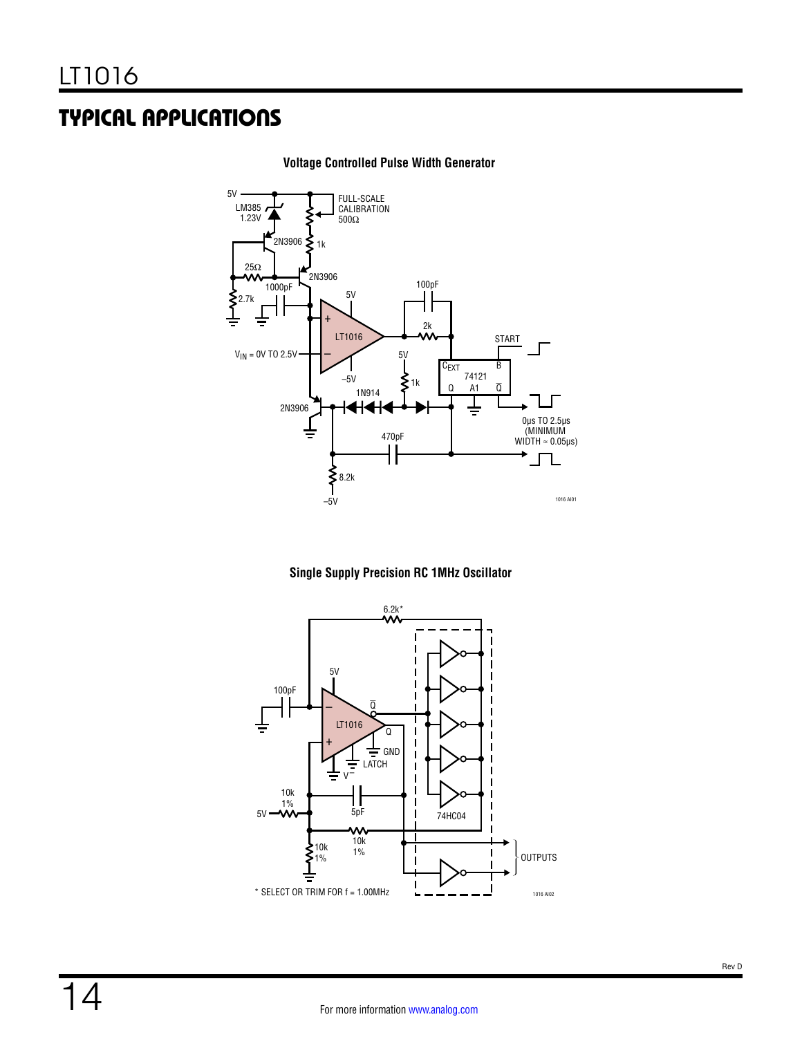## TYPICAL APPLICATIONS

**Voltage Controlled Pulse Width Generator**

5V

LM385 1.23V

2N3906

FULL-SCALE CALIBRATION 500Ω

1k

25Ω

2N3906

1000pF

2.7k

5V

100pF

LT1016

2k

START

$V_{IN}$ = 0V TO 2.5V

5V

$C_{EXT}$ B

74121

Q A1 $\overline{Q}$

–5V

1k

1N914

2N3906

470pF

0μs TO 2.5μs (MINIMUM WIDTH ≈ 0.05μs)

8.2k

–5V

1016 AI01

**Single Supply Precision RC 1MHz Oscillator**

6.2k*

5V

100pF

$\overline{Q}$

LT1016

Q

GND

LATCH

$V^-$

10k 1%

5V

5pF

74HC04

10k 1%

10k 1%

OUTPUTS

\* SELECT OR TRIM FOR f = 1.00MHz

1016 AI02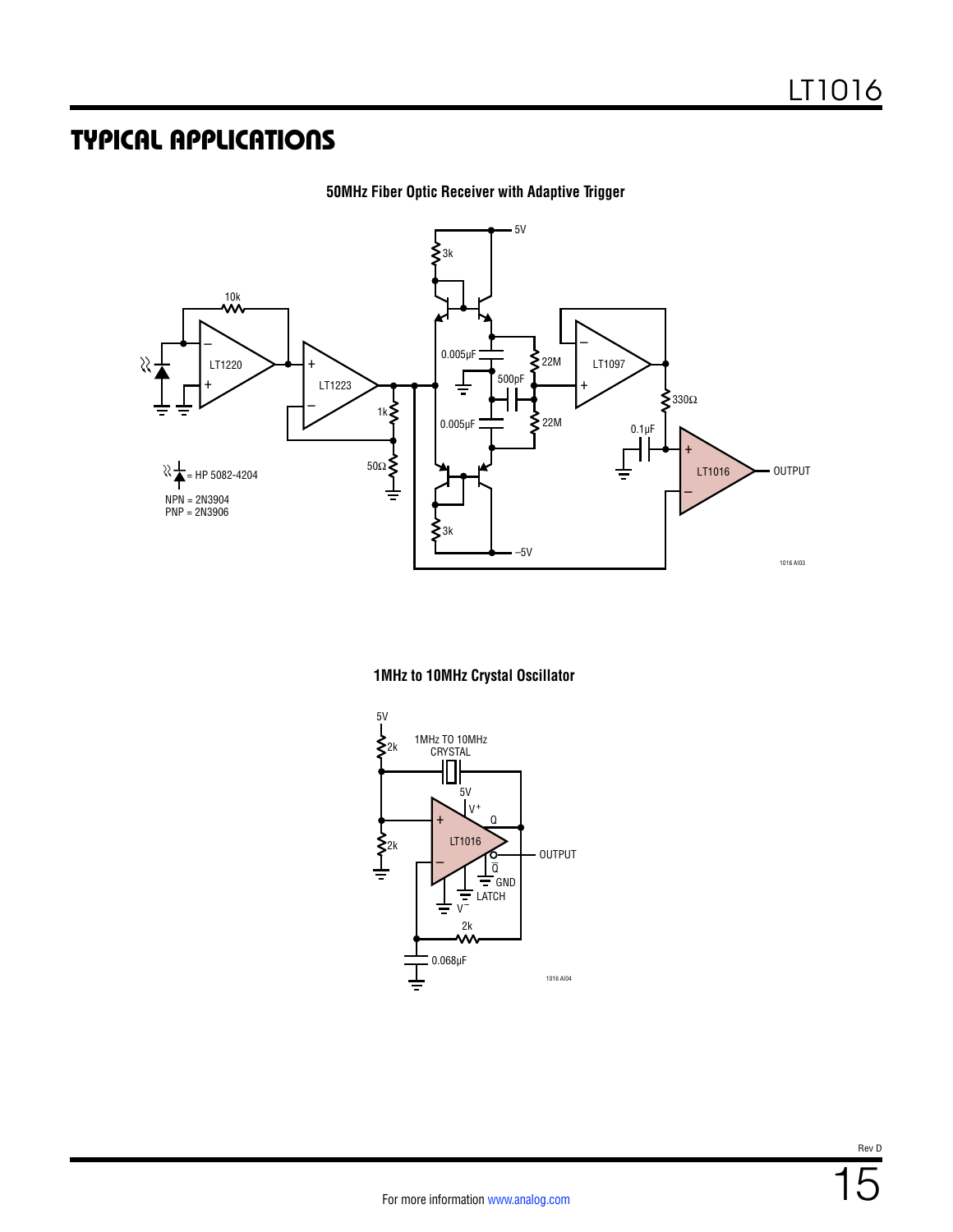## TYPICAL APPLICATIONS

**50MHz Fiber Optic Receiver with Adaptive Trigger**

5V

3k

10k

LT1220

LT1223

0.005µF

22M

500pF

LT1097

330Ω

0.005µF

22M

0.1µF

1k

LT1016

OUTPUT

50Ω

= HP 5082-4204

NPN = 2N3904
PNP = 2N3906

3k

–5V

1016 AI03

**1MHz to 10MHz Crystal Oscillator**

5V

2k

1MHz TO 10MHz
CRYSTAL

5V

$V^+$

Q

LT1016

OUTPUT

2k

$\overline{Q}$

GND

LATCH

$V^-$

2k

0.068µF

1016 AI04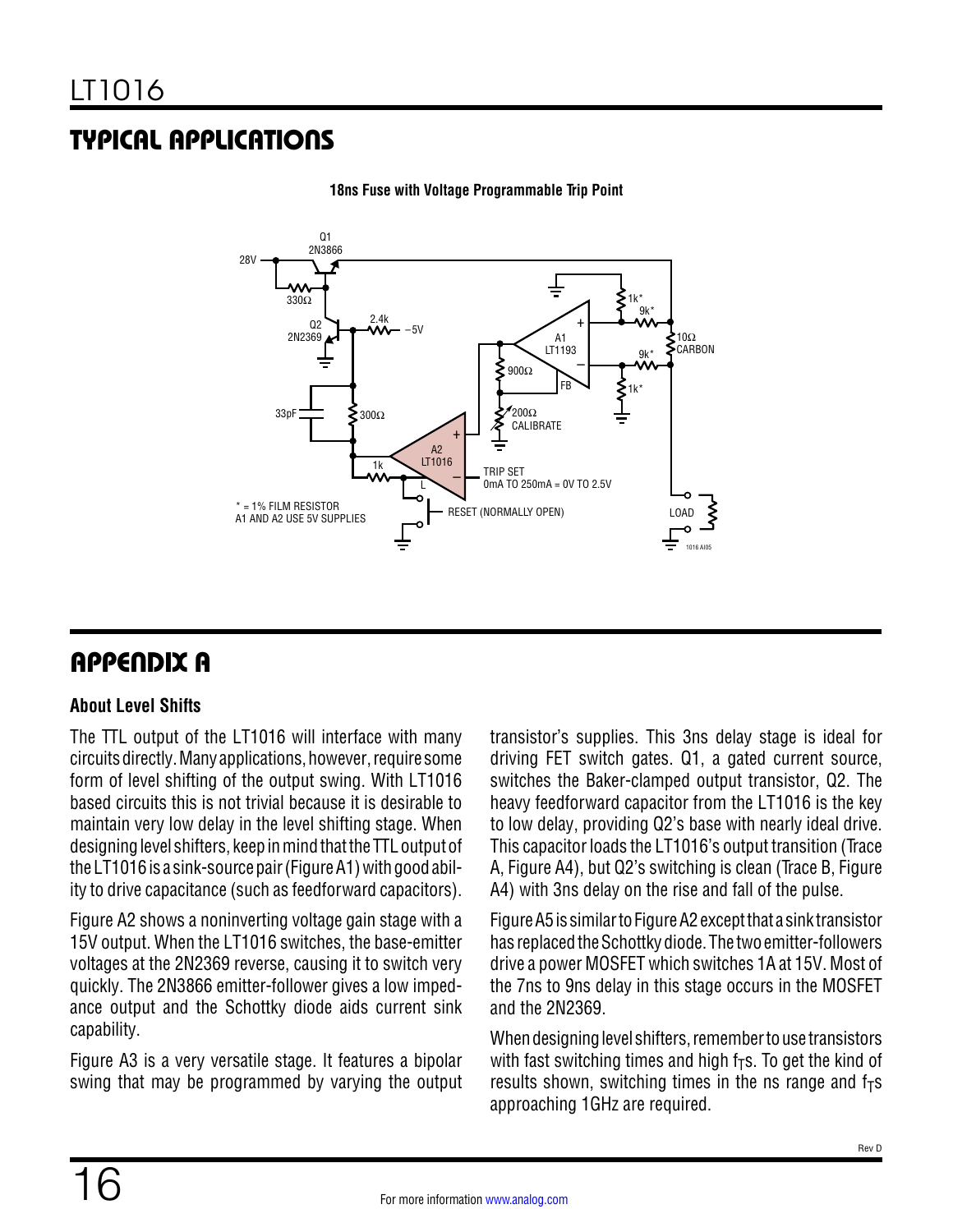## TYPICAL APPLICATIONS

**18ns Fuse with Voltage Programmable Trip Point**

## APPENDIX A

### About Level Shifts

The TTL output of the LT1016 will interface with many circuits directly. Many applications, however, require some form of level shifting of the output swing. With LT1016 based circuits this is not trivial because it is desirable to maintain very low delay in the level shifting stage. When designing level shifters, keep in mind that the TTL output of the LT1016 is a sink-source pair (Figure A1) with good ability to drive capacitance (such as feedforward capacitors).

Figure A2 shows a noninverting voltage gain stage with a 15V output. When the LT1016 switches, the base-emitter voltages at the 2N2369 reverse, causing it to switch very quickly. The 2N3866 emitter-follower gives a low impedance output and the Schottky diode aids current sink capability.

Figure A3 is a very versatile stage. It features a bipolar swing that may be programmed by varying the output transistor's supplies. This 3ns delay stage is ideal for driving FET switch gates. Q1, a gated current source, switches the Baker-clamped output transistor, Q2. The heavy feedforward capacitor from the LT1016 is the key to low delay, providing Q2's base with nearly ideal drive. This capacitor loads the LT1016's output transition (Trace A, Figure A4), but Q2's switching is clean (Trace B, Figure A4) with 3ns delay on the rise and fall of the pulse.

Figure A5 is similar to Figure A2 except that a sink transistor has replaced the Schottky diode. The two emitter-followers drive a power MOSFET which switches 1A at 15V. Most of the 7ns to 9ns delay in this stage occurs in the MOSFET and the 2N2369.

When designing level shifters, remember to use transistors with fast switching times and high $f_T$s. To get the kind of results shown, switching times in the ns range and $f_T$s approaching 1GHz are required.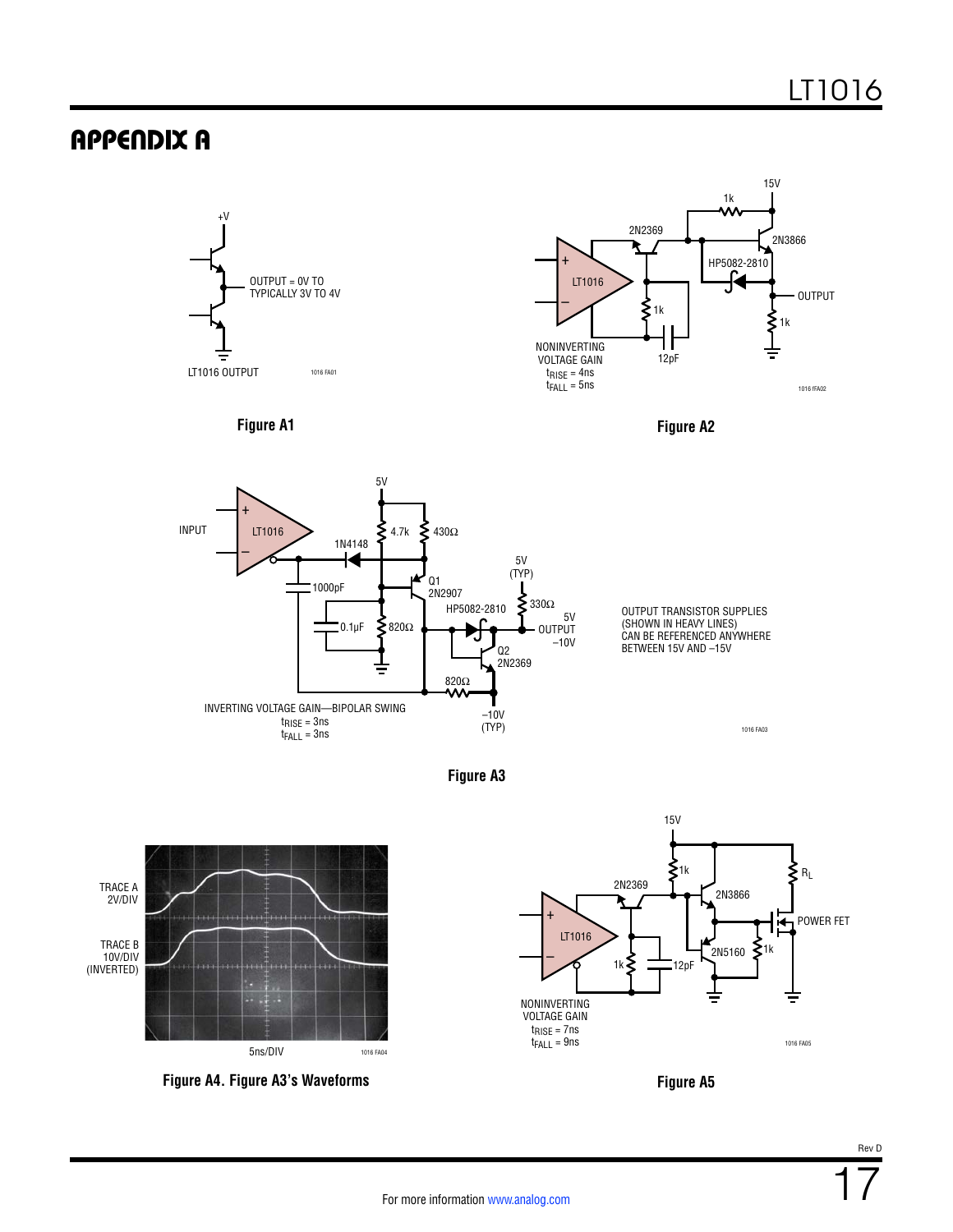# APPENDIX A

LT1016 OUTPUT

OUTPUT = 0V TO TYPICALLY 3V TO 4V

**Figure A1**

NONINVERTING VOLTAGE GAIN
$t_{RISE}$ = 4ns
$t_{FALL}$ = 5ns

**Figure A2**

INVERTING VOLTAGE GAIN—BIPOLAR SWING
$t_{RISE}$ = 3ns
$t_{FALL}$ = 3ns

OUTPUT TRANSISTOR SUPPLIES (SHOWN IN HEAVY LINES) CAN BE REFERENCED ANYWHERE BETWEEN 15V AND –15V

**Figure A3**

TRACE A 2V/DIV

TRACE B 10V/DIV (INVERTED)

5ns/DIV

**Figure A4. Figure A3's Waveforms**

NONINVERTING VOLTAGE GAIN
$t_{RISE}$ = 7ns
$t_{FALL}$ = 9ns

**Figure A5**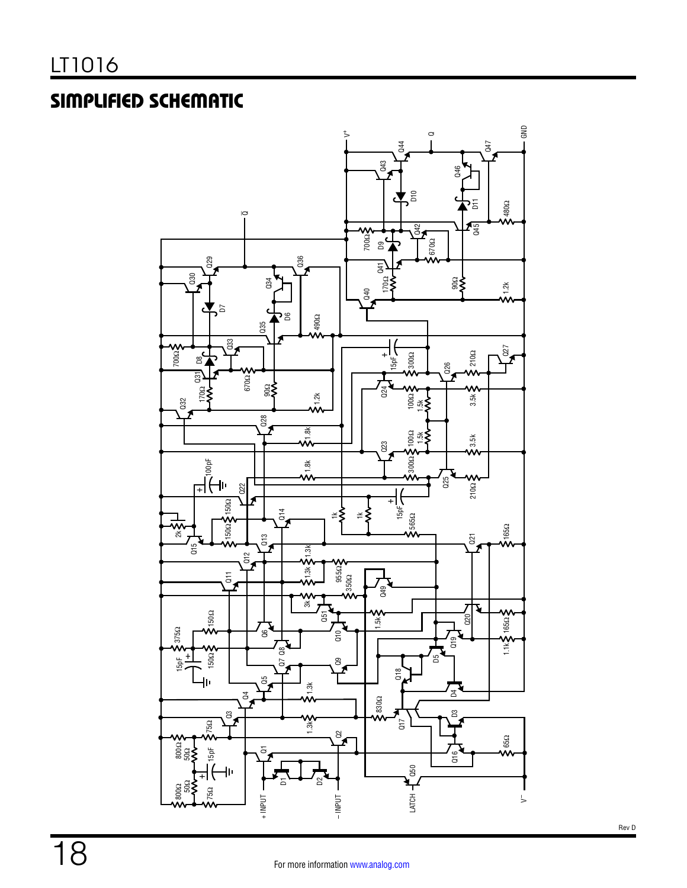## SIMPLIFIED SCHEMATIC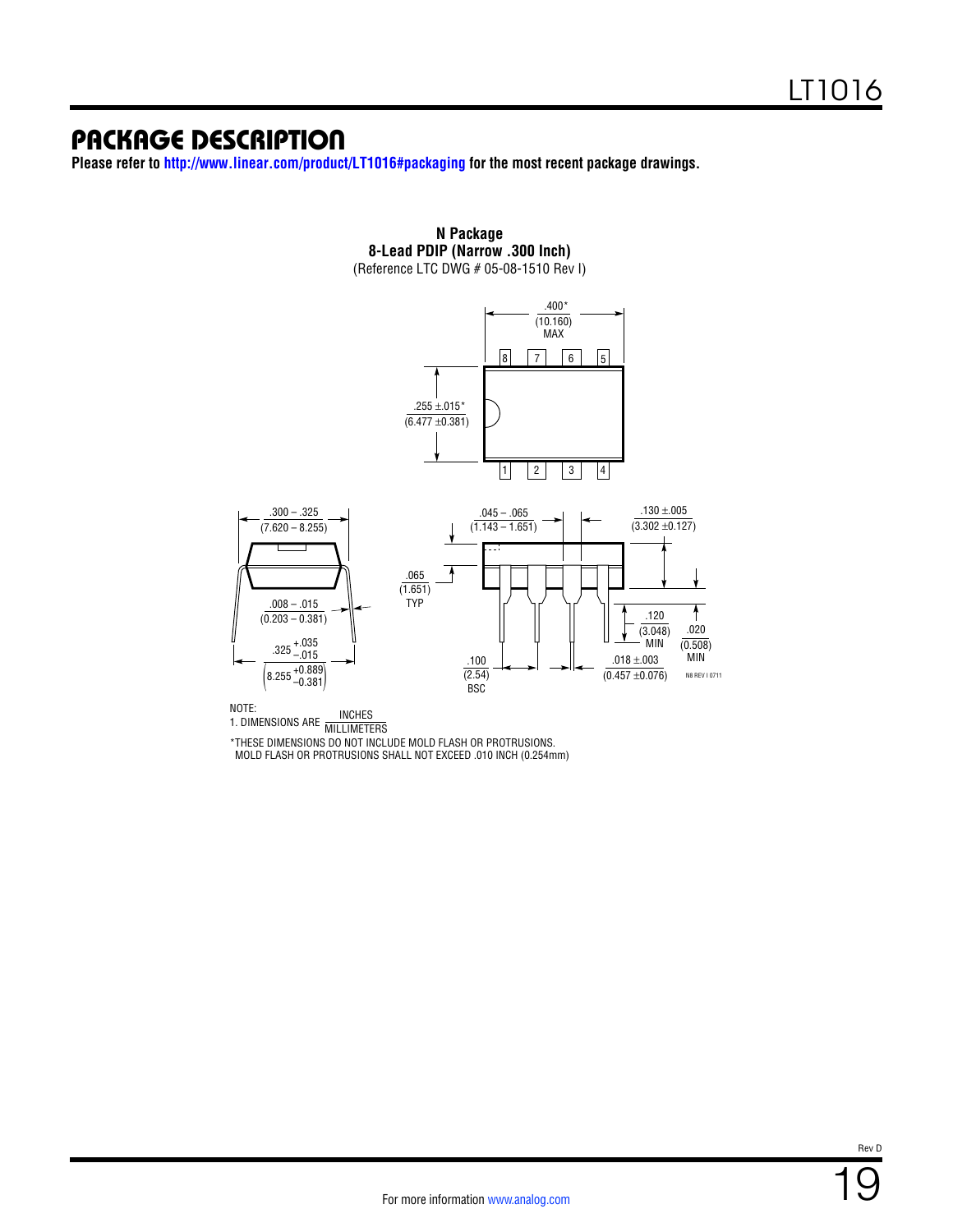# PACKAGE DESCRIPTION

**Please refer to http://www.linear.com/product/LT1016#packaging for the most recent package drawings.**

**N Package**
**8-Lead PDIP (Narrow .300 Inch)**
(Reference LTC DWG # 05-08-1510 Rev I)

.400* (10.160) MAX

.255 ±.015* (6.477 ±0.381)

.300 – .325 (7.620 – 8.255)

.008 – .015 (0.203 – 0.381)

$.325^{+.035}_{-.015}$ $\left(8.255^{+0.889}_{-0.381}\right)$

.045 – .065 (1.143 – 1.651)

.065 (1.651) TYP

.100 (2.54) BSC

.130 ±.005 (3.302 ±0.127)

.120 (3.048) MIN

.020 (0.508) MIN

.018 ±.003 (0.457 ±0.076)

N8 REV I 0711

NOTE:
1. DIMENSIONS ARE $\frac{\text{INCHES}}{\text{MILLIMETERS}}$

*THESE DIMENSIONS DO NOT INCLUDE MOLD FLASH OR PROTRUSIONS.
MOLD FLASH OR PROTRUSIONS SHALL NOT EXCEED .010 INCH (0.254mm)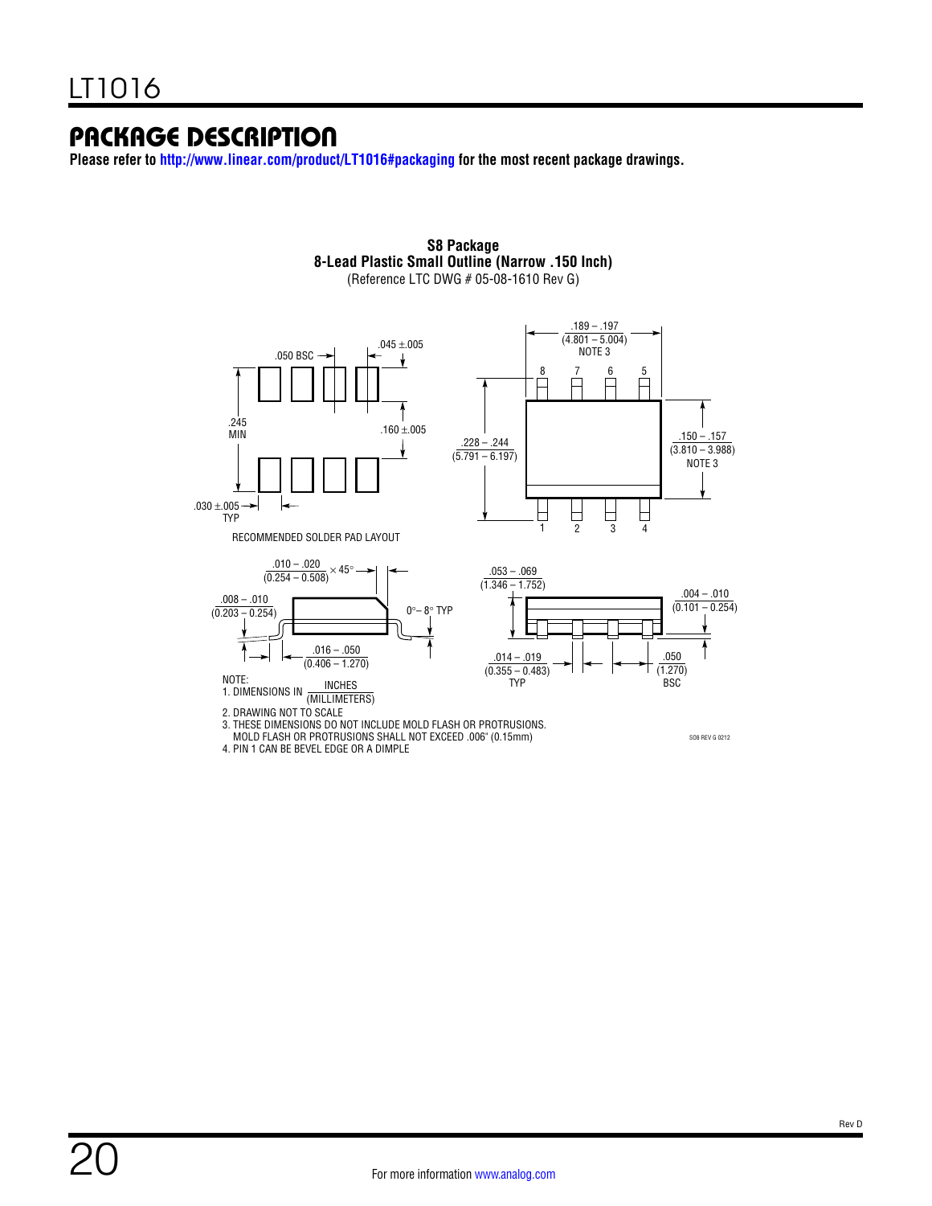# PACKAGE DESCRIPTION

**Please refer to http://www.linear.com/product/LT1016#packaging for the most recent package drawings.**

**S8 Package**
**8-Lead Plastic Small Outline (Narrow .150 Inch)**
(Reference LTC DWG # 05-08-1610 Rev G)

.050 BSC

.045 ±.005

.245 MIN

.160 ±.005

.030 ±.005 TYP

RECOMMENDED SOLDER PAD LAYOUT

.189 – .197 (4.801 – 5.004) NOTE 3

8 7 6 5

.228 – .244 (5.791 – 6.197)

.150 – .157 (3.810 – 3.988) NOTE 3

1 2 3 4

.010 – .020 (0.254 – 0.508) × 45°

.008 – .010 (0.203 – 0.254)

0°– 8° TYP

.016 – .050 (0.406 – 1.270)

.053 – .069 (1.346 – 1.752)

.004 – .010 (0.101 – 0.254)

.014 – .019 (0.355 – 0.483) TYP

.050 (1.270) BSC

NOTE:
1. DIMENSIONS IN $\frac{\text{INCHES}}{\text{(MILLIMETERS)}}$
2. DRAWING NOT TO SCALE
3. THESE DIMENSIONS DO NOT INCLUDE MOLD FLASH OR PROTRUSIONS. MOLD FLASH OR PROTRUSIONS SHALL NOT EXCEED .006" (0.15mm)
4. PIN 1 CAN BE BEVEL EDGE OR A DIMPLE

SO8 REV G 0212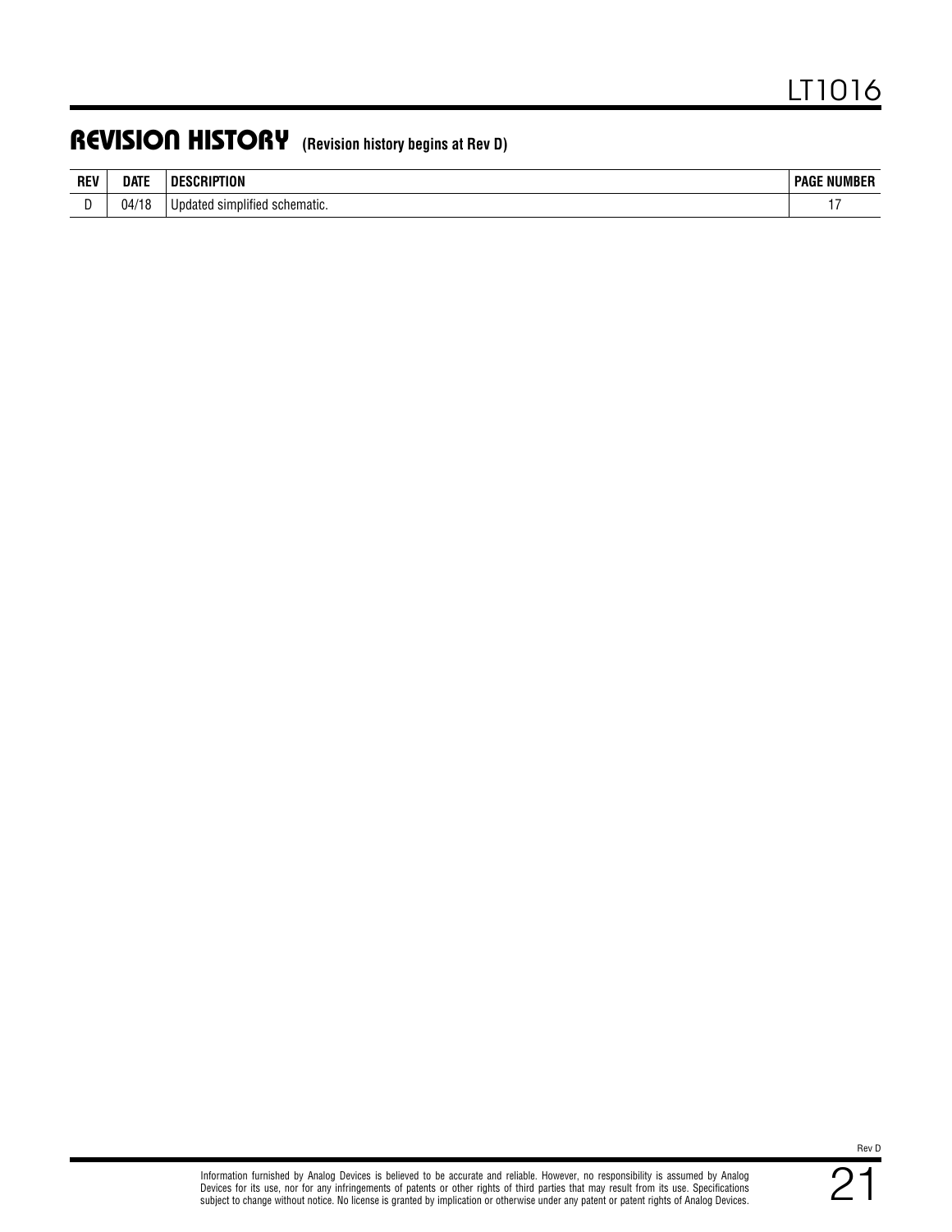## REVISION HISTORY (Revision history begins at Rev D)

| REV | DATE | DESCRIPTION | PAGE NUMBER |
|---|---|---|---|
| D | 04/18 | Updated simplified schematic. | 17 |

Information furnished by Analog Devices is believed to be accurate and reliable. However, no responsibility is assumed by Analog Devices for its use, nor for any infringements of patents or other rights of third parties that may result from its use. Specifications subject to change without notice. No license is granted by implication or otherwise under any patent or patent rights of Analog Devices.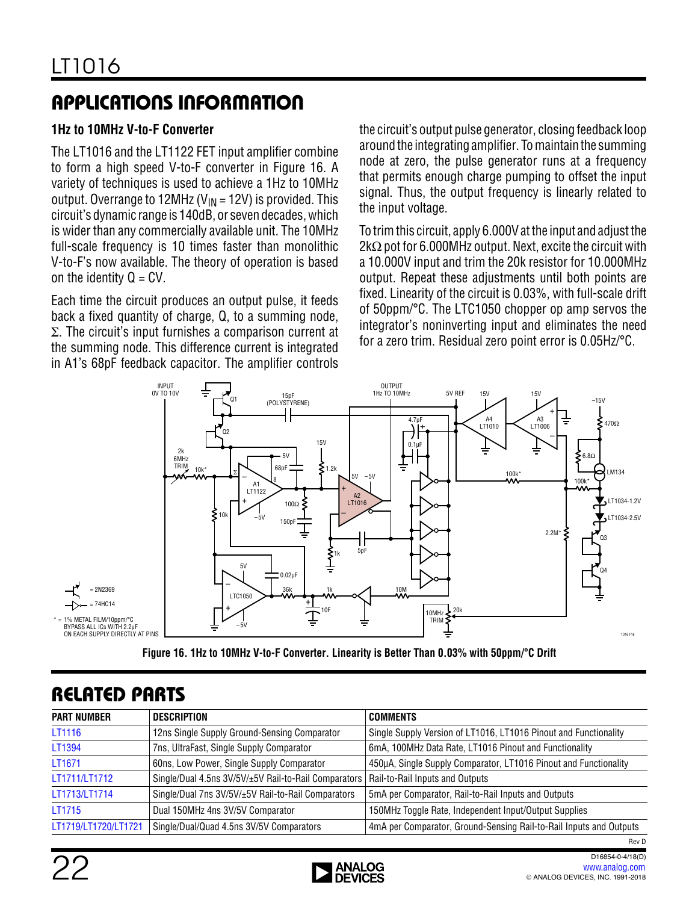## APPLICATIONS INFORMATION

### 1Hz to 10MHz V-to-F Converter

The LT1016 and the LT1122 FET input amplifier combine to form a high speed V-to-F converter in Figure 16. A variety of techniques is used to achieve a 1Hz to 10MHz output. Overrange to 12MHz ($V_{IN}$ = 12V) is provided. This circuit's dynamic range is 140dB, or seven decades, which is wider than any commercially available unit. The 10MHz full-scale frequency is 10 times faster than monolithic V-to-F's now available. The theory of operation is based on the identity Q = CV.

Each time the circuit produces an output pulse, it feeds back a fixed quantity of charge, Q, to a summing node, Σ. The circuit's input furnishes a comparison current at the summing node. This difference current is integrated in A1's 68pF feedback capacitor. The amplifier controls the circuit's output pulse generator, closing feedback loop around the integrating amplifier. To maintain the summing node at zero, the pulse generator runs at a frequency that permits enough charge pumping to offset the input signal. Thus, the output frequency is linearly related to the input voltage.

To trim this circuit, apply 6.000V at the input and adjust the 2kΩ pot for 6.000MHz output. Next, excite the circuit with a 10.000V input and trim the 20k resistor for 10.000MHz output. Repeat these adjustments until both points are fixed. Linearity of the circuit is 0.03%, with full-scale drift of 50ppm/°C. The LTC1050 chopper op amp servos the integrator's noninverting input and eliminates the need for a zero trim. Residual zero point error is 0.05Hz/°C.

INPUT
0V TO 10V
Q1
Q2
15pF
(POLYSTYRENE)
OUTPUT
1Hz TO 10MHz
5V REF
15V
15V
–15V
A4
LT1010
A3
LT1006
470Ω
4.7µF
0.1µF
15V
2k
6MHz
TRIM
10k*
Σ
5V
68pF
1.2k
5V
–5V
A1
LT1122
8
A2
LT1016
100k*
100k*
6.8Ω
LM134
LT1034-1.2V
LT1034-2.5V
100Ω
10k
–5V
150pF
1k
5pF
2.2M*
Q3
Q4
5V
0.02µF
LTC1050
36k
1k
10M
10F
–5V
10MHz
TRIM
20k
= 2N2369
= 74HC14
* = 1% METAL FILM/10ppm/°C
BYPASS ALL ICs WITH 2.2µF
ON EACH SUPPLY DIRECTLY AT PINS

**Figure 16. 1Hz to 10MHz V-to-F Converter. Linearity is Better Than 0.03% with 50ppm/°C Drift**

## RELATED PARTS

| PART NUMBER | DESCRIPTION | COMMENTS |
|---|---|---|
| LT1116 | 12ns Single Supply Ground-Sensing Comparator | Single Supply Version of LT1016, LT1016 Pinout and Functionality |
| LT1394 | 7ns, UltraFast, Single Supply Comparator | 6mA, 100MHz Data Rate, LT1016 Pinout and Functionality |
| LT1671 | 60ns, Low Power, Single Supply Comparator | 450µA, Single Supply Comparator, LT1016 Pinout and Functionality |
| LT1711/LT1712 | Single/Dual 4.5ns 3V/5V/±5V Rail-to-Rail Comparators | Rail-to-Rail Inputs and Outputs |
| LT1713/LT1714 | Single/Dual 7ns 3V/5V/±5V Rail-to-Rail Comparators | 5mA per Comparator, Rail-to-Rail Inputs and Outputs |
| LT1715 | Dual 150MHz 4ns 3V/5V Comparator | 150MHz Toggle Rate, Independent Input/Output Supplies |
| LT1719/LT1720/LT1721 | Single/Dual/Quad 4.5ns 3V/5V Comparators | 4mA per Comparator, Ground-Sensing Rail-to-Rail Inputs and Outputs |